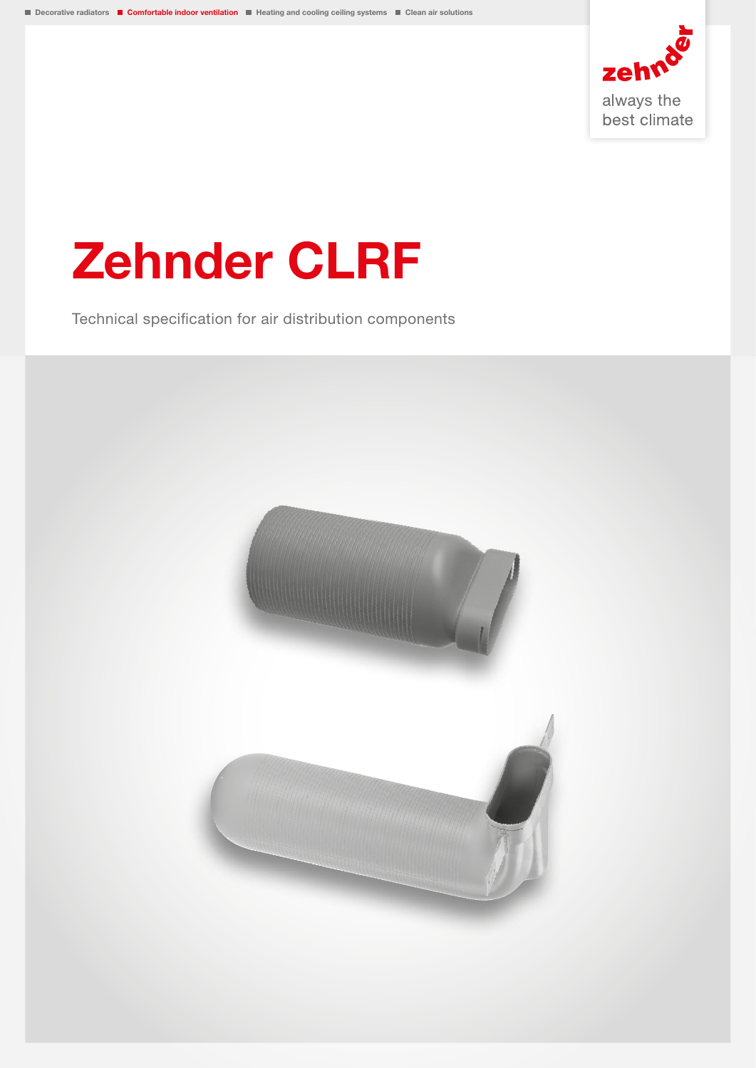Decorative radiators · **Comfortable indoor ventilation** · Heating and cooling ceiling systems · Clean air solutions

zehnder

always the best climate

# Zehnder CLRF

Technical specification for air distribution components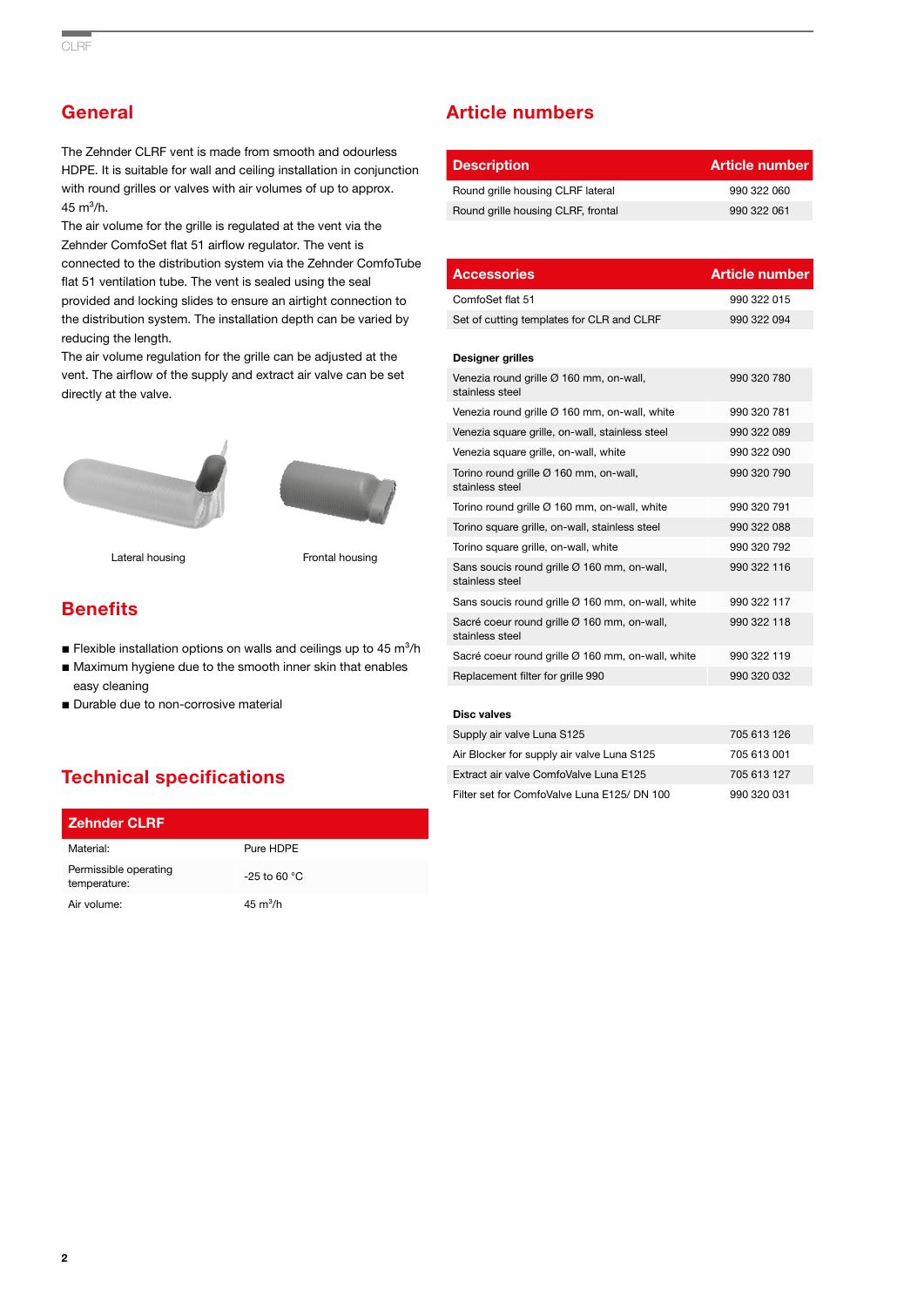## General

The Zehnder CLRF vent is made from smooth and odourless HDPE. It is suitable for wall and ceiling installation in conjunction with round grilles or valves with air volumes of up to approx. 45 m³/h.
The air volume for the grille is regulated at the vent via the Zehnder ComfoSet flat 51 airflow regulator. The vent is connected to the distribution system via the Zehnder ComfoTube flat 51 ventilation tube. The vent is sealed using the seal provided and locking slides to ensure an airtight connection to the distribution system. The installation depth can be varied by reducing the length.
The air volume regulation for the grille can be adjusted at the vent. The airflow of the supply and extract air valve can be set directly at the valve.

Lateral housing

Frontal housing

## Benefits

- Flexible installation options on walls and ceilings up to 45 m³/h
- Maximum hygiene due to the smooth inner skin that enables easy cleaning
- Durable due to non-corrosive material

## Technical specifications

| Zehnder CLRF | |
|---|---|
| Material: | Pure HDPE |
| Permissible operating temperature: | -25 to 60 °C |
| Air volume: | 45 m³/h |

## Article numbers

| Description | Article number |
|---|---|
| Round grille housing CLRF lateral | 990 322 060 |
| Round grille housing CLRF, frontal | 990 322 061 |

| Accessories | Article number |
|---|---|
| ComfoSet flat 51 | 990 322 015 |
| Set of cutting templates for CLR and CLRF | 990 322 094 |
| **Designer grilles** | |
| Venezia round grille Ø 160 mm, on-wall, stainless steel | 990 320 780 |
| Venezia round grille Ø 160 mm, on-wall, white | 990 320 781 |
| Venezia square grille, on-wall, stainless steel | 990 322 089 |
| Venezia square grille, on-wall, white | 990 322 090 |
| Torino round grille Ø 160 mm, on-wall, stainless steel | 990 320 790 |
| Torino round grille Ø 160 mm, on-wall, white | 990 320 791 |
| Torino square grille, on-wall, stainless steel | 990 322 088 |
| Torino square grille, on-wall, white | 990 320 792 |
| Sans soucis round grille Ø 160 mm, on-wall, stainless steel | 990 322 116 |
| Sans soucis round grille Ø 160 mm, on-wall, white | 990 322 117 |
| Sacré coeur round grille Ø 160 mm, on-wall, stainless steel | 990 322 118 |
| Sacré coeur round grille Ø 160 mm, on-wall, white | 990 322 119 |
| Replacement filter for grille 990 | 990 320 032 |
| **Disc valves** | |
| Supply air valve Luna S125 | 705 613 126 |
| Air Blocker for supply air valve Luna S125 | 705 613 001 |
| Extract air valve ComfoValve Luna E125 | 705 613 127 |
| Filter set for ComfoValve Luna E125/ DN 100 | 990 320 031 |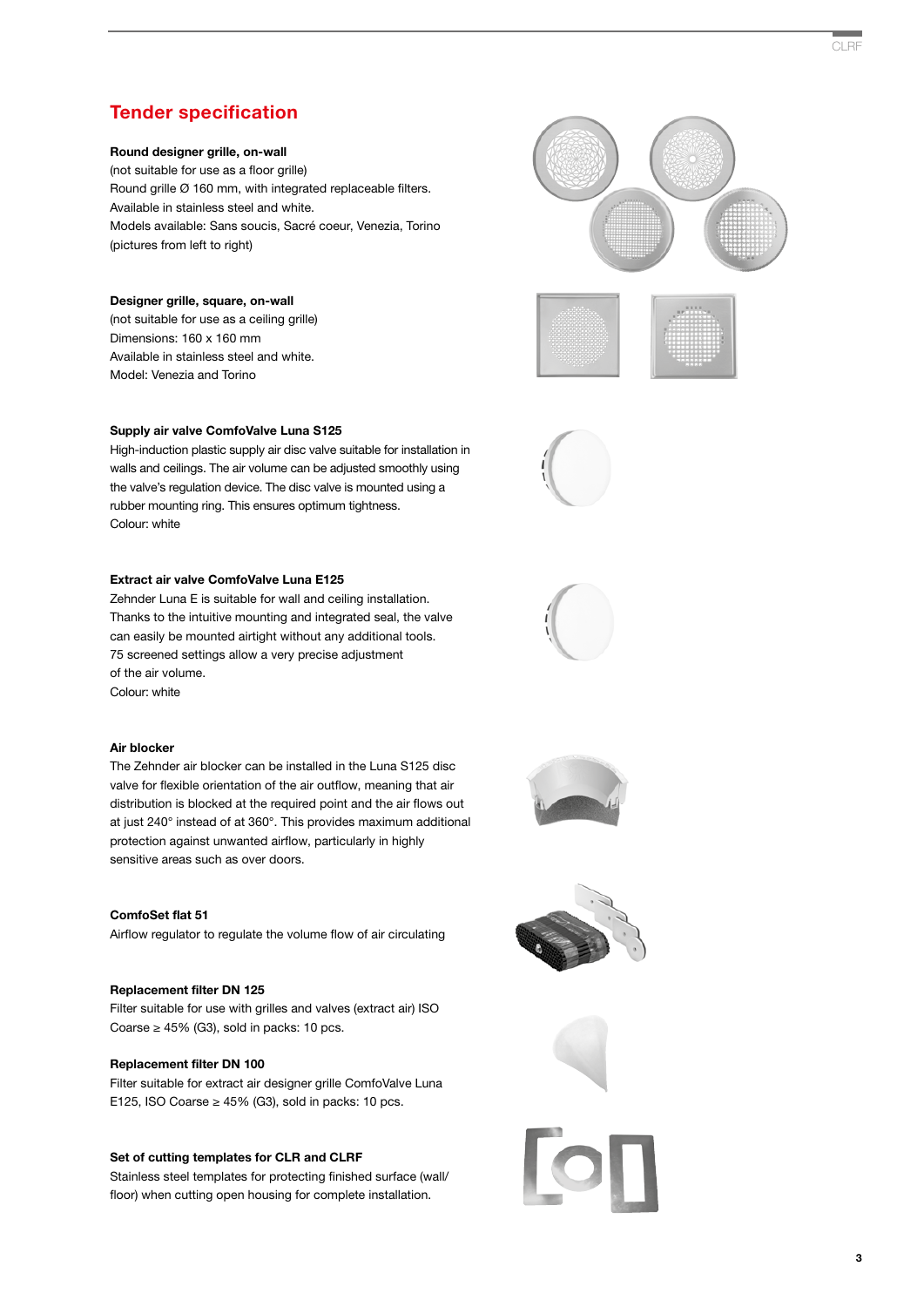## Tender specification

**Round designer grille, on-wall**
(not suitable for use as a floor grille)
Round grille Ø 160 mm, with integrated replaceable filters.
Available in stainless steel and white.
Models available: Sans soucis, Sacré coeur, Venezia, Torino
(pictures from left to right)

**Designer grille, square, on-wall**
(not suitable for use as a ceiling grille)
Dimensions: 160 x 160 mm
Available in stainless steel and white.
Model: Venezia and Torino

**Supply air valve ComfoValve Luna S125**
High-induction plastic supply air disc valve suitable for installation in walls and ceilings. The air volume can be adjusted smoothly using the valve's regulation device. The disc valve is mounted using a rubber mounting ring. This ensures optimum tightness.
Colour: white

**Extract air valve ComfoValve Luna E125**
Zehnder Luna E is suitable for wall and ceiling installation. Thanks to the intuitive mounting and integrated seal, the valve can easily be mounted airtight without any additional tools.
75 screened settings allow a very precise adjustment of the air volume.
Colour: white

**Air blocker**
The Zehnder air blocker can be installed in the Luna S125 disc valve for flexible orientation of the air outflow, meaning that air distribution is blocked at the required point and the air flows out at just 240° instead of at 360°. This provides maximum additional protection against unwanted airflow, particularly in highly sensitive areas such as over doors.

**ComfoSet flat 51**
Airflow regulator to regulate the volume flow of air circulating

**Replacement filter DN 125**
Filter suitable for use with grilles and valves (extract air) ISO Coarse ≥ 45% (G3), sold in packs: 10 pcs.

**Replacement filter DN 100**
Filter suitable for extract air designer grille ComfoValve Luna E125, ISO Coarse ≥ 45% (G3), sold in packs: 10 pcs.

**Set of cutting templates for CLR and CLRF**
Stainless steel templates for protecting finished surface (wall/ floor) when cutting open housing for complete installation.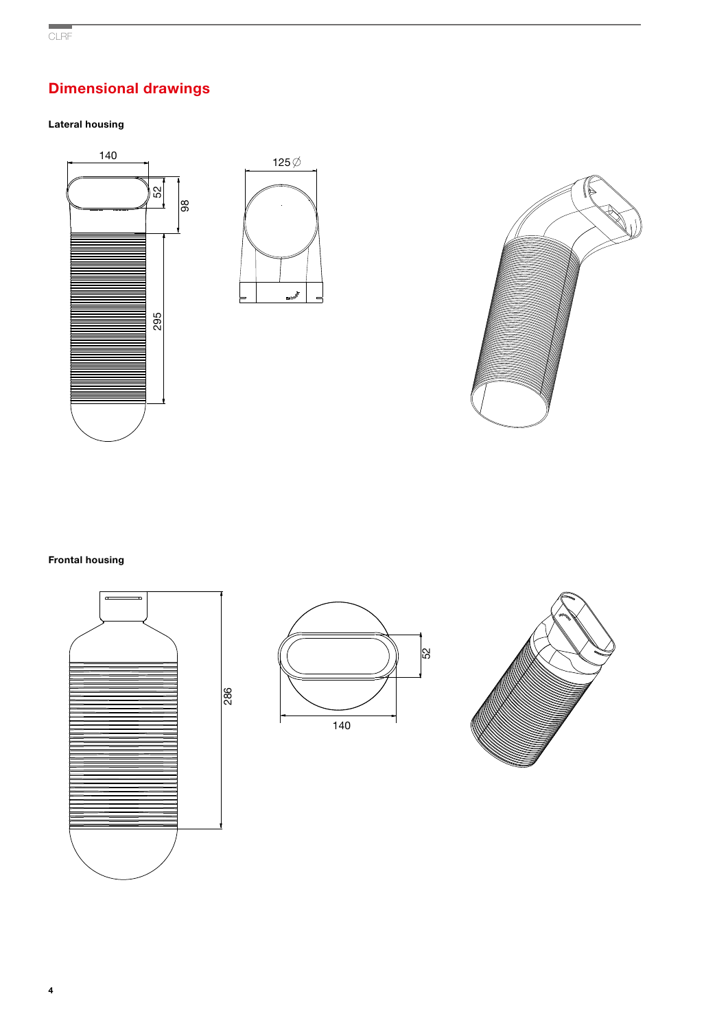## Dimensional drawings

**Lateral housing**

140

52

98

295

125 ∅

**Frontal housing**

286

52

140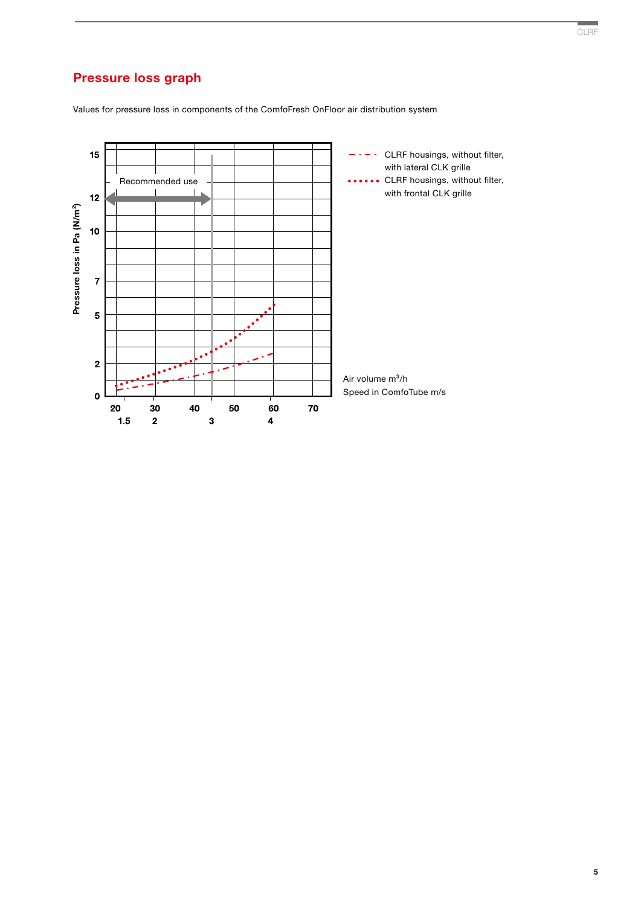## Pressure loss graph

Values for pressure loss in components of the ComfoFresh OnFloor air distribution system

Pressure loss in Pa (N/m²)

15
12
10
7
5
2
0

Recommended use

20 30 40 50 60 70

1.5 2 3 4

CLRF housings, without filter, with lateral CLK grille

CLRF housings, without filter, with frontal CLK grille

Air volume m³/h

Speed in ComfoTube m/s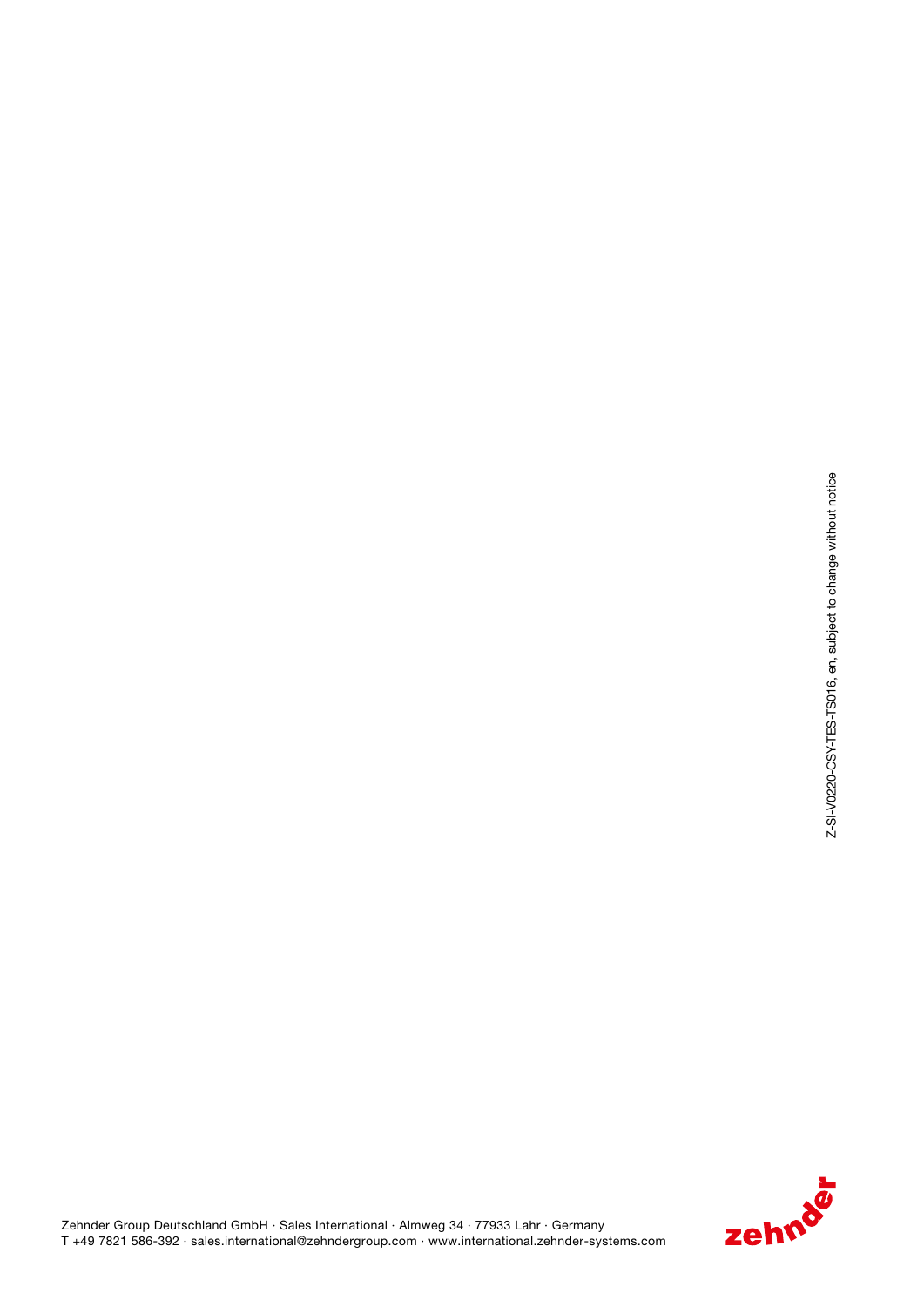Z-SI-V0220-CSY-TES-TS016, en, subject to change without notice

Zehnder Group Deutschland GmbH · Sales International · Almweg 34 · 77933 Lahr · Germany
T +49 7821 586-392 · sales.international@zehndergroup.com · www.international.zehnder-systems.com

zehnder